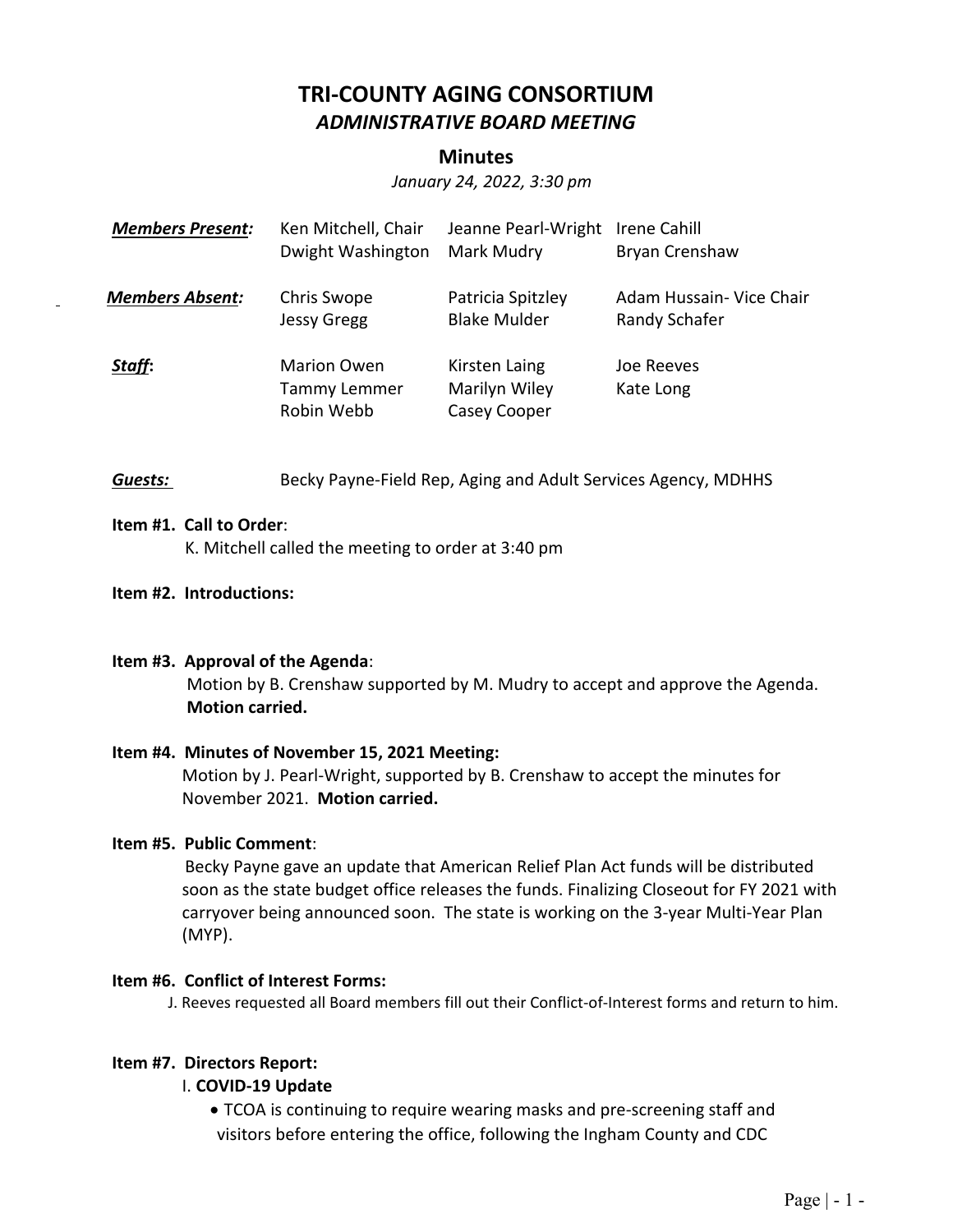# TRI-COUNTY AGING CONSORTIUM

## *ADMINISTRATIVE BOARD MEETING*

### Minutes

*January 24, 2022, 3:30 pm*

| | | | |
|---|---|---|---|
| ***Members Present:*** | Ken Mitchell, Chair | Jeanne Pearl-Wright | Irene Cahill |
| | Dwight Washington | Mark Mudry | Bryan Crenshaw |
| ***Members Absent:*** | Chris Swope | Patricia Spitzley | Adam Hussain- Vice Chair |
| | Jessy Gregg | Blake Mulder | Randy Schafer |
| ***Staff*:** | Marion Owen | Kirsten Laing | Joe Reeves |
| | Tammy Lemmer | Marilyn Wiley | Kate Long |
| | Robin Webb | Casey Cooper | |

***Guests:*** Becky Payne-Field Rep, Aging and Adult Services Agency, MDHHS

**Item #1. Call to Order**:
K. Mitchell called the meeting to order at 3:40 pm

**Item #2. Introductions:**

**Item #3. Approval of the Agenda**:
Motion by B. Crenshaw supported by M. Mudry to accept and approve the Agenda. **Motion carried.**

**Item #4. Minutes of November 15, 2021 Meeting:**
Motion by J. Pearl-Wright, supported by B. Crenshaw to accept the minutes for November 2021. **Motion carried.**

**Item #5. Public Comment**:
Becky Payne gave an update that American Relief Plan Act funds will be distributed soon as the state budget office releases the funds. Finalizing Closeout for FY 2021 with carryover being announced soon. The state is working on the 3-year Multi-Year Plan (MYP).

**Item #6. Conflict of Interest Forms:**
J. Reeves requested all Board members fill out their Conflict-of-Interest forms and return to him.

**Item #7. Directors Report:**

I. **COVID-19 Update**

- TCOA is continuing to require wearing masks and pre-screening staff and visitors before entering the office, following the Ingham County and CDC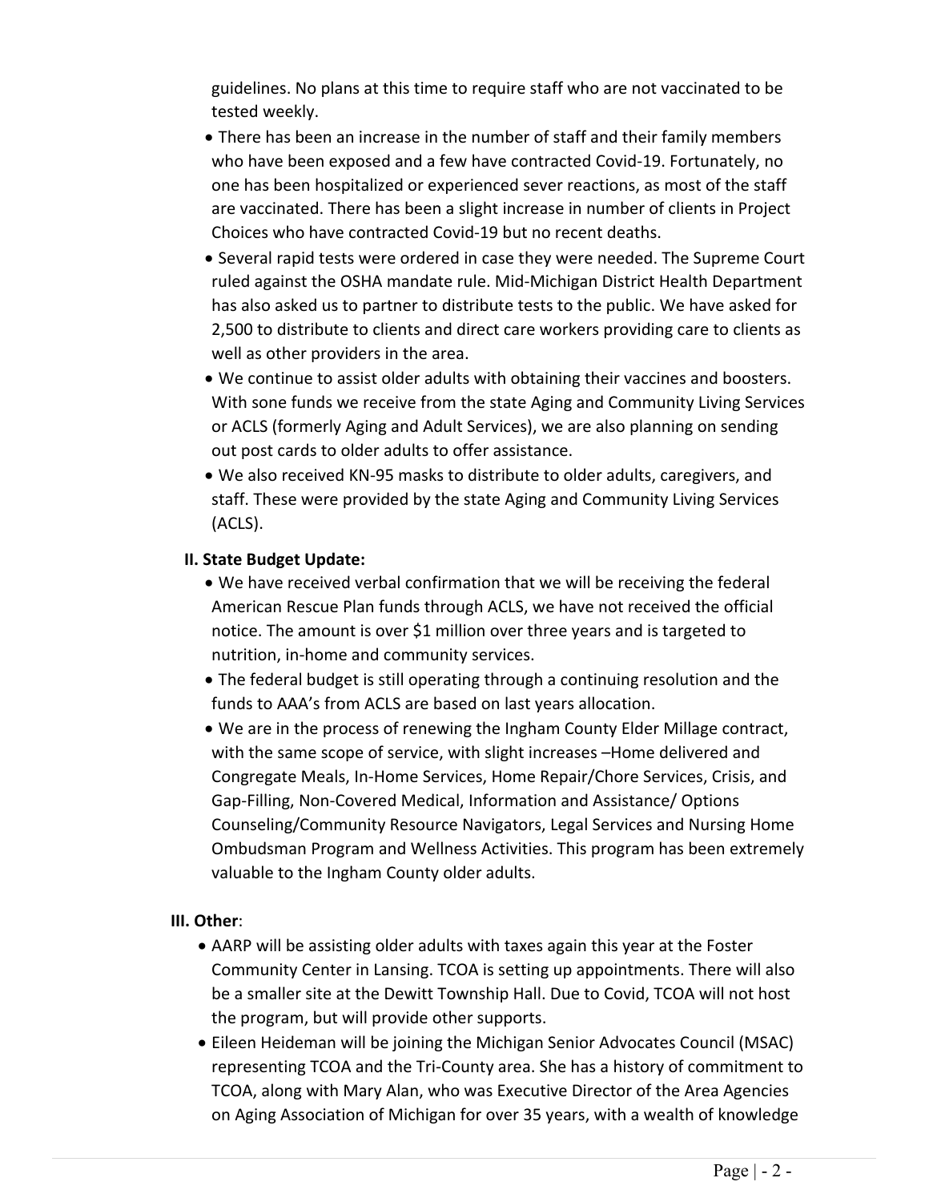guidelines. No plans at this time to require staff who are not vaccinated to be tested weekly.

- There has been an increase in the number of staff and their family members who have been exposed and a few have contracted Covid-19. Fortunately, no one has been hospitalized or experienced sever reactions, as most of the staff are vaccinated. There has been a slight increase in number of clients in Project Choices who have contracted Covid-19 but no recent deaths.
- Several rapid tests were ordered in case they were needed. The Supreme Court ruled against the OSHA mandate rule. Mid-Michigan District Health Department has also asked us to partner to distribute tests to the public. We have asked for 2,500 to distribute to clients and direct care workers providing care to clients as well as other providers in the area.
- We continue to assist older adults with obtaining their vaccines and boosters. With sone funds we receive from the state Aging and Community Living Services or ACLS (formerly Aging and Adult Services), we are also planning on sending out post cards to older adults to offer assistance.
- We also received KN-95 masks to distribute to older adults, caregivers, and staff. These were provided by the state Aging and Community Living Services (ACLS).

**II. State Budget Update:**

- We have received verbal confirmation that we will be receiving the federal American Rescue Plan funds through ACLS, we have not received the official notice. The amount is over $1 million over three years and is targeted to nutrition, in-home and community services.
- The federal budget is still operating through a continuing resolution and the funds to AAA's from ACLS are based on last years allocation.
- We are in the process of renewing the Ingham County Elder Millage contract, with the same scope of service, with slight increases –Home delivered and Congregate Meals, In-Home Services, Home Repair/Chore Services, Crisis, and Gap-Filling, Non-Covered Medical, Information and Assistance/ Options Counseling/Community Resource Navigators, Legal Services and Nursing Home Ombudsman Program and Wellness Activities. This program has been extremely valuable to the Ingham County older adults.

**III. Other**:

- AARP will be assisting older adults with taxes again this year at the Foster Community Center in Lansing. TCOA is setting up appointments. There will also be a smaller site at the Dewitt Township Hall. Due to Covid, TCOA will not host the program, but will provide other supports.
- Eileen Heideman will be joining the Michigan Senior Advocates Council (MSAC) representing TCOA and the Tri-County area. She has a history of commitment to TCOA, along with Mary Alan, who was Executive Director of the Area Agencies on Aging Association of Michigan for over 35 years, with a wealth of knowledge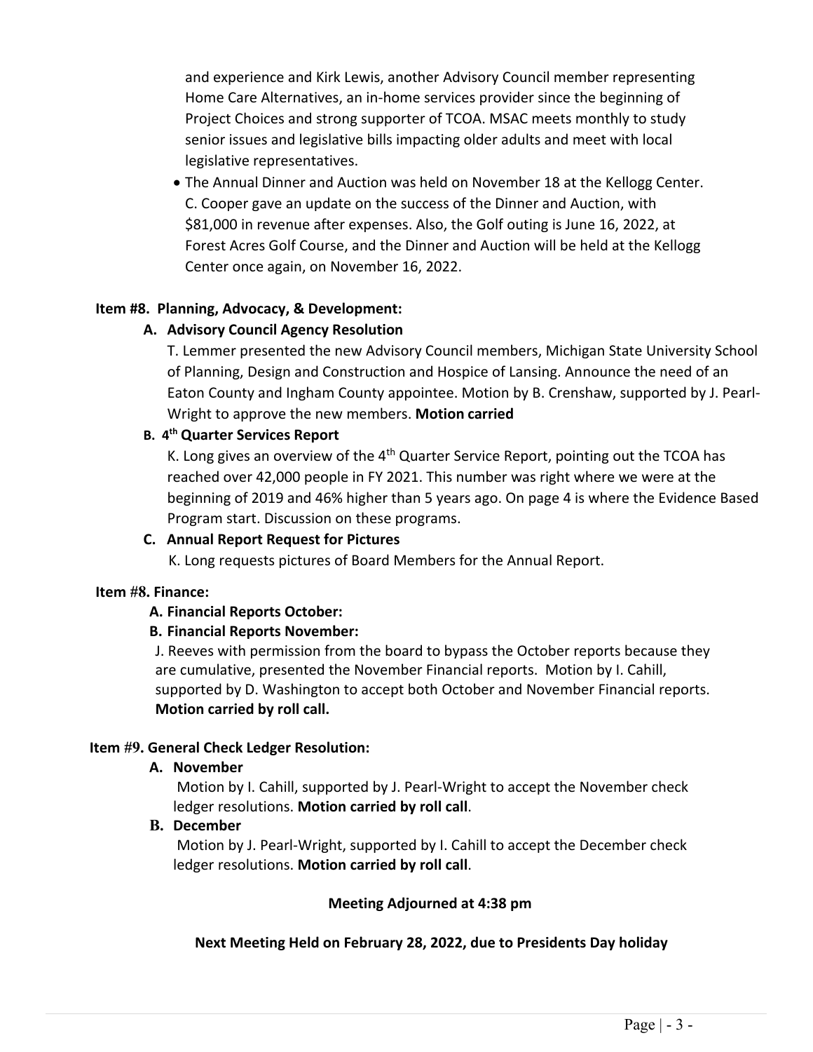and experience and Kirk Lewis, another Advisory Council member representing Home Care Alternatives, an in-home services provider since the beginning of Project Choices and strong supporter of TCOA. MSAC meets monthly to study senior issues and legislative bills impacting older adults and meet with local legislative representatives.

- The Annual Dinner and Auction was held on November 18 at the Kellogg Center. C. Cooper gave an update on the success of the Dinner and Auction, with $81,000 in revenue after expenses. Also, the Golf outing is June 16, 2022, at Forest Acres Golf Course, and the Dinner and Auction will be held at the Kellogg Center once again, on November 16, 2022.

**Item #8. Planning, Advocacy, & Development:**

**A. Advisory Council Agency Resolution**

T. Lemmer presented the new Advisory Council members, Michigan State University School of Planning, Design and Construction and Hospice of Lansing. Announce the need of an Eaton County and Ingham County appointee. Motion by B. Crenshaw, supported by J. Pearl-Wright to approve the new members. **Motion carried**

**B. 4th Quarter Services Report**

K. Long gives an overview of the 4th Quarter Service Report, pointing out the TCOA has reached over 42,000 people in FY 2021. This number was right where we were at the beginning of 2019 and 46% higher than 5 years ago. On page 4 is where the Evidence Based Program start. Discussion on these programs.

**C. Annual Report Request for Pictures**

K. Long requests pictures of Board Members for the Annual Report.

**Item #8. Finance:**

**A. Financial Reports October:**

**B. Financial Reports November:**

J. Reeves with permission from the board to bypass the October reports because they are cumulative, presented the November Financial reports. Motion by I. Cahill, supported by D. Washington to accept both October and November Financial reports. **Motion carried by roll call.**

**Item #9. General Check Ledger Resolution:**

**A. November**

Motion by I. Cahill, supported by J. Pearl-Wright to accept the November check ledger resolutions. **Motion carried by roll call**.

**B. December**

Motion by J. Pearl-Wright, supported by I. Cahill to accept the December check ledger resolutions. **Motion carried by roll call**.

**Meeting Adjourned at 4:38 pm**

**Next Meeting Held on February 28, 2022, due to Presidents Day holiday**